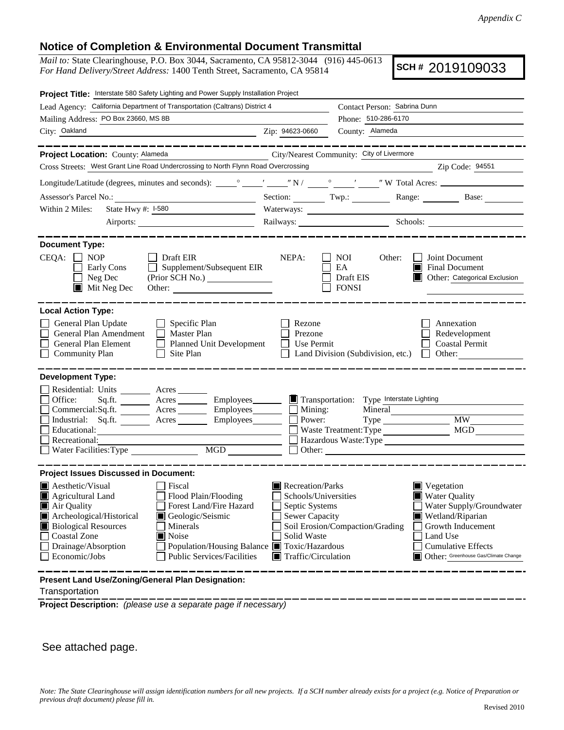*Appendix C*

## Notice of Completion & Environmental Document Transmittal

*Mail to:* State Clearinghouse, P.O. Box 3044, Sacramento, CA 95812-3044 (916) 445-0613
*For Hand Delivery/Street Address:* 1400 Tenth Street, Sacramento, CA 95814

**SCH #** 2019109033

**Project Title:** Interstate 580 Safety Lighting and Power Supply Installation Project

Lead Agency: California Department of Transportation (Caltrans) District 4
Contact Person: Sabrina Dunn
Mailing Address: PO Box 23660, MS 8B
Phone: 510-286-6170
City: Oakland
Zip: 94623-0660
County: Alameda

---

**Project Location:** County: Alameda
City/Nearest Community: City of Livermore
Cross Streets: West Grant Line Road Undercrossing to North Flynn Road Overcrossing
Zip Code: 94551

Longitude/Latitude (degrees, minutes and seconds): ____° ____′ ____″ N / ____° ____′ ____″ W Total Acres: ________

Assessor's Parcel No.: ________ Section: ____ Twp.: ____ Range: ____ Base: ____

Within 2 Miles: State Hwy #: I-580 Waterways: ________
Airports: ________ Railways: ________ Schools: ________

---

**Document Type:**

CEQA:
- ☐ NOP
- ☐ Early Cons
- ☐ Neg Dec
- ☒ Mit Neg Dec
- ☐ Draft EIR
- ☐ Supplement/Subsequent EIR (Prior SCH No.) ________
- Other: ________

NEPA:
- ☐ NOI
- ☐ EA
- ☐ Draft EIS
- ☐ FONSI

Other:
- ☐ Joint Document
- ☒ Final Document
- ☒ Other: Categorical Exclusion

---

**Local Action Type:**

- ☐ General Plan Update
- ☐ General Plan Amendment
- ☐ General Plan Element
- ☐ Community Plan
- ☐ Specific Plan
- ☐ Master Plan
- ☐ Planned Unit Development
- ☐ Site Plan
- ☐ Rezone
- ☐ Prezone
- ☐ Use Permit
- ☐ Land Division (Subdivision, etc.)
- ☐ Annexation
- ☐ Redevelopment
- ☐ Coastal Permit
- ☐ Other: ________

---

**Development Type:**

- ☐ Residential: Units ____ Acres ____
- ☐ Office: Sq.ft. ____ Acres ____ Employees ____
- ☐ Commercial: Sq.ft. ____ Acres ____ Employees ____
- ☐ Industrial: Sq.ft. ____ Acres ____ Employees ____
- ☐ Educational: ________
- ☐ Recreational: ________
- ☐ Water Facilities: Type ____ MGD ____
- ☒ Transportation: Type Interstate Lighting
- ☐ Mining: Mineral ________
- ☐ Power: Type ____ MW ____
- ☐ Waste Treatment: Type ____ MGD ____
- ☐ Hazardous Waste: Type ________
- ☐ Other: ________

---

**Project Issues Discussed in Document:**

- ☒ Aesthetic/Visual
- ☒ Agricultural Land
- ☒ Air Quality
- ☒ Archeological/Historical
- ☒ Biological Resources
- ☐ Coastal Zone
- ☐ Drainage/Absorption
- ☐ Economic/Jobs
- ☐ Fiscal
- ☐ Flood Plain/Flooding
- ☐ Forest Land/Fire Hazard
- ☒ Geologic/Seismic
- ☐ Minerals
- ☒ Noise
- ☐ Population/Housing Balance
- ☐ Public Services/Facilities
- ☒ Recreation/Parks
- ☐ Schools/Universities
- ☐ Septic Systems
- ☐ Sewer Capacity
- ☐ Soil Erosion/Compaction/Grading
- ☐ Solid Waste
- ☒ Toxic/Hazardous
- ☒ Traffic/Circulation
- ☒ Vegetation
- ☒ Water Quality
- ☐ Water Supply/Groundwater
- ☒ Wetland/Riparian
- ☐ Growth Inducement
- ☐ Land Use
- ☐ Cumulative Effects
- ☒ Other: Greenhouse Gas/Climate Change

---

**Present Land Use/Zoning/General Plan Designation:**

Transportation

**Project Description:** *(please use a separate page if necessary)*

See attached page.

*Note: The State Clearinghouse will assign identification numbers for all new projects. If a SCH number already exists for a project (e.g. Notice of Preparation or previous draft document) please fill in.*

Revised 2010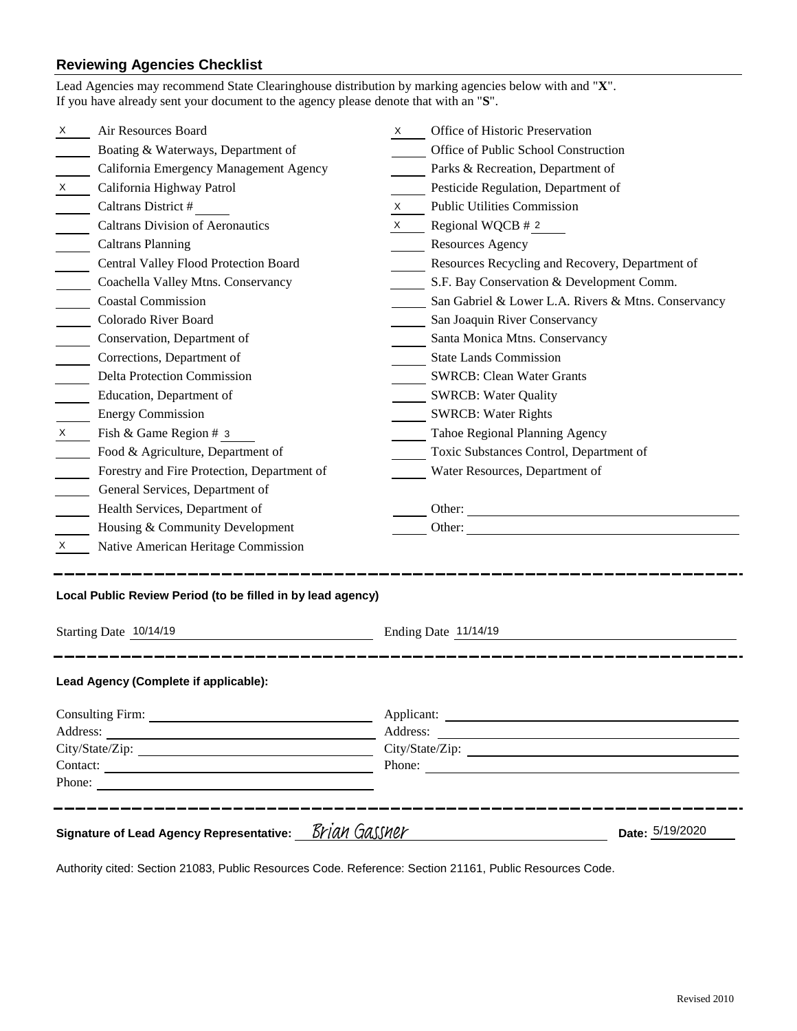## Reviewing Agencies Checklist

Lead Agencies may recommend State Clearinghouse distribution by marking agencies below with and "**X**".
If you have already sent your document to the agency please denote that with an "**S**".

- X Air Resources Board
- ___ Boating & Waterways, Department of
- ___ California Emergency Management Agency
- X California Highway Patrol
- ___ Caltrans District # ___
- ___ Caltrans Division of Aeronautics
- ___ Caltrans Planning
- ___ Central Valley Flood Protection Board
- ___ Coachella Valley Mtns. Conservancy
- ___ Coastal Commission
- ___ Colorado River Board
- ___ Conservation, Department of
- ___ Corrections, Department of
- ___ Delta Protection Commission
- ___ Education, Department of
- ___ Energy Commission
- X Fish & Game Region # 3
- ___ Food & Agriculture, Department of
- ___ Forestry and Fire Protection, Department of
- ___ General Services, Department of
- ___ Health Services, Department of
- ___ Housing & Community Development
- X Native American Heritage Commission
- X Office of Historic Preservation
- ___ Office of Public School Construction
- ___ Parks & Recreation, Department of
- ___ Pesticide Regulation, Department of
- X Public Utilities Commission
- X Regional WQCB # 2
- ___ Resources Agency
- ___ Resources Recycling and Recovery, Department of
- ___ S.F. Bay Conservation & Development Comm.
- ___ San Gabriel & Lower L.A. Rivers & Mtns. Conservancy
- ___ San Joaquin River Conservancy
- ___ Santa Monica Mtns. Conservancy
- ___ State Lands Commission
- ___ SWRCB: Clean Water Grants
- ___ SWRCB: Water Quality
- ___ SWRCB: Water Rights
- ___ Tahoe Regional Planning Agency
- ___ Toxic Substances Control, Department of
- ___ Water Resources, Department of
- ___ Other: ___
- ___ Other: ___

---

**Local Public Review Period (to be filled in by lead agency)**

Starting Date 10/14/19 Ending Date 11/14/19

---

**Lead Agency (Complete if applicable):**

Consulting Firm:
Address:
City/State/Zip:
Contact:
Phone:

Applicant:
Address:
City/State/Zip:
Phone:

---

**Signature of Lead Agency Representative:** Brian Gassner **Date:** 5/19/2020

Authority cited: Section 21083, Public Resources Code. Reference: Section 21161, Public Resources Code.

Revised 2010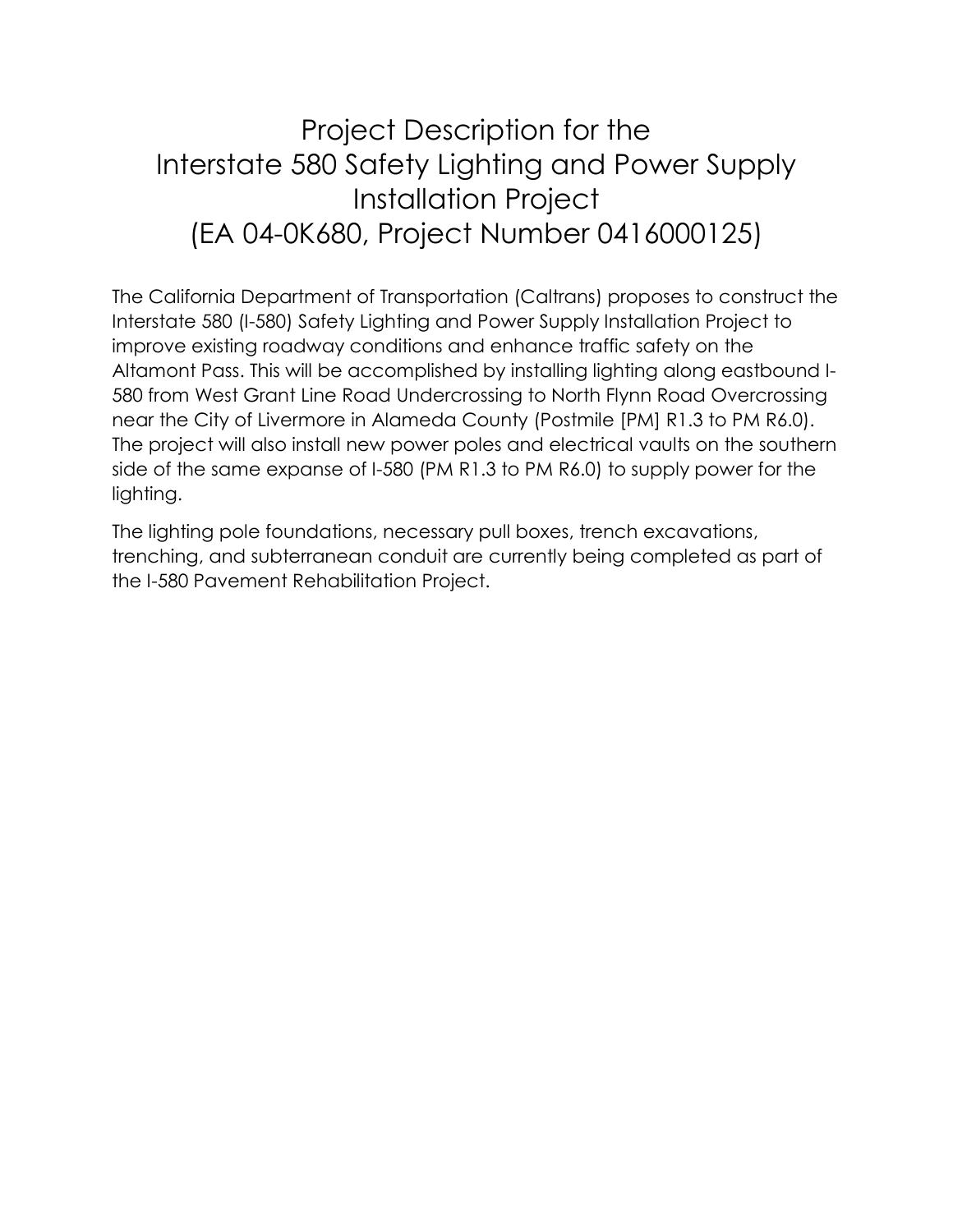# Project Description for the Interstate 580 Safety Lighting and Power Supply Installation Project (EA 04-0K680, Project Number 0416000125)

The California Department of Transportation (Caltrans) proposes to construct the Interstate 580 (I-580) Safety Lighting and Power Supply Installation Project to improve existing roadway conditions and enhance traffic safety on the Altamont Pass. This will be accomplished by installing lighting along eastbound I-580 from West Grant Line Road Undercrossing to North Flynn Road Overcrossing near the City of Livermore in Alameda County (Postmile [PM] R1.3 to PM R6.0). The project will also install new power poles and electrical vaults on the southern side of the same expanse of I-580 (PM R1.3 to PM R6.0) to supply power for the lighting.

The lighting pole foundations, necessary pull boxes, trench excavations, trenching, and subterranean conduit are currently being completed as part of the I-580 Pavement Rehabilitation Project.